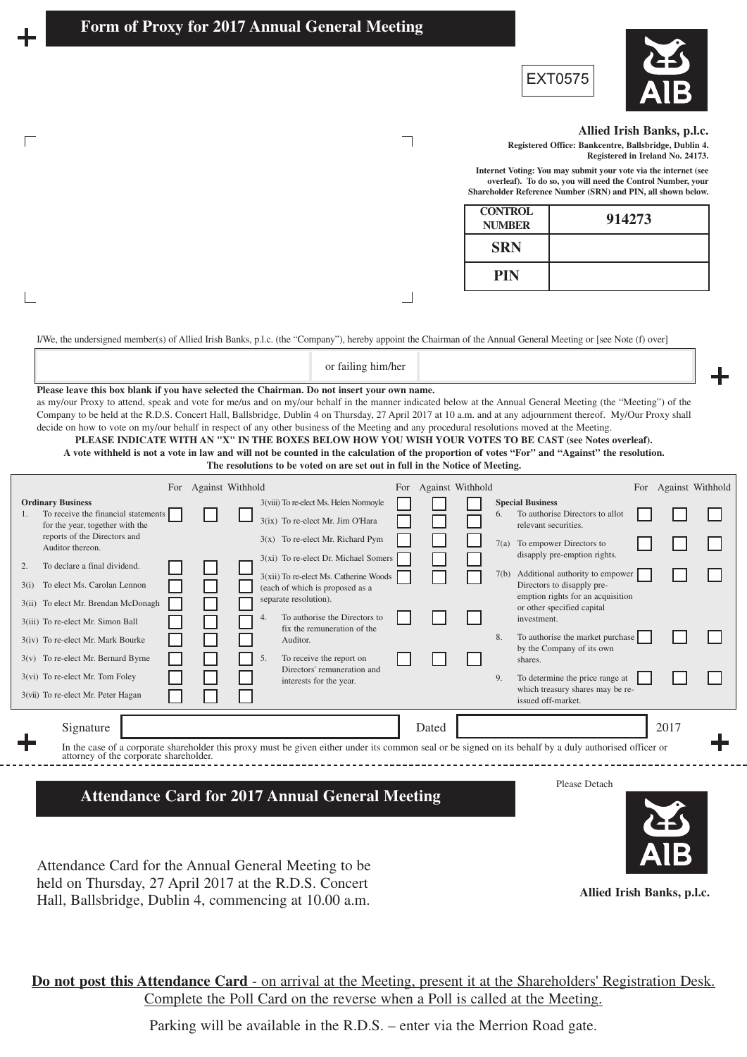# Form of Proxy for 2017 Annual General Meeting

EXT0575

**Allied Irish Banks, p.l.c.**
**Registered Office: Bankcentre, Ballsbridge, Dublin 4.**
**Registered in Ireland No. 24173.**

**Internet Voting: You may submit your vote via the internet (see overleaf). To do so, you will need the Control Number, your Shareholder Reference Number (SRN) and PIN, all shown below.**

| CONTROL NUMBER | 914273 |
|---|---|
| SRN | |
| PIN | |

I/We, the undersigned member(s) of Allied Irish Banks, p.l.c. (the "Company"), hereby appoint the Chairman of the Annual General Meeting or [see Note (f) over]

| | or failing him/her | |
|---|---|---|

**Please leave this box blank if you have selected the Chairman. Do not insert your own name.**

as my/our Proxy to attend, speak and vote for me/us and on my/our behalf in the manner indicated below at the Annual General Meeting (the "Meeting") of the Company to be held at the R.D.S. Concert Hall, Ballsbridge, Dublin 4 on Thursday, 27 April 2017 at 10 a.m. and at any adjournment thereof. My/Our Proxy shall decide on how to vote on my/our behalf in respect of any other business of the Meeting and any procedural resolutions moved at the Meeting.

**PLEASE INDICATE WITH AN "X" IN THE BOXES BELOW HOW YOU WISH YOUR VOTES TO BE CAST (see Notes overleaf).**
**A vote withheld is not a vote in law and will not be counted in the calculation of the proportion of votes "For" and "Against" the resolution.**
**The resolutions to be voted on are set out in full in the Notice of Meeting.**

| Resolution | For | Against | Withhold |
|---|---|---|---|
| **Ordinary Business** | | | |
| 1. To receive the financial statements for the year, together with the reports of the Directors and Auditor thereon. | ☐ | ☐ | ☐ |
| 2. To declare a final dividend. | ☐ | ☐ | ☐ |
| 3(i) To elect Ms. Carolan Lennon | ☐ | ☐ | ☐ |
| 3(ii) To elect Mr. Brendan McDonagh | ☐ | ☐ | ☐ |
| 3(iii) To re-elect Mr. Simon Ball | ☐ | ☐ | ☐ |
| 3(iv) To re-elect Mr. Mark Bourke | ☐ | ☐ | ☐ |
| 3(v) To re-elect Mr. Bernard Byrne | ☐ | ☐ | ☐ |
| 3(vi) To re-elect Mr. Tom Foley | ☐ | ☐ | ☐ |
| 3(vii) To re-elect Mr. Peter Hagan | ☐ | ☐ | ☐ |
| 3(viii) To re-elect Ms. Helen Normoyle | ☐ | ☐ | ☐ |
| 3(ix) To re-elect Mr. Jim O'Hara | ☐ | ☐ | ☐ |
| 3(x) To re-elect Mr. Richard Pym | ☐ | ☐ | ☐ |
| 3(xi) To re-elect Dr. Michael Somers | ☐ | ☐ | ☐ |
| 3(xii) To re-elect Ms. Catherine Woods (each of which is proposed as a separate resolution). | ☐ | ☐ | ☐ |
| 4. To authorise the Directors to fix the remuneration of the Auditor. | ☐ | ☐ | ☐ |
| 5. To receive the report on Directors' remuneration and interests for the year. | ☐ | ☐ | ☐ |
| **Special Business** | | | |
| 6. To authorise Directors to allot relevant securities. | ☐ | ☐ | ☐ |
| 7(a) To empower Directors to disapply pre-emption rights. | ☐ | ☐ | ☐ |
| 7(b) Additional authority to empower Directors to disapply pre-emption rights for an acquisition or other specified capital investment. | ☐ | ☐ | ☐ |
| 8. To authorise the market purchase by the Company of its own shares. | ☐ | ☐ | ☐ |
| 9. To determine the price range at which treasury shares may be re-issued off-market. | ☐ | ☐ | ☐ |

Signature ______________________ Dated ______________________ 2017

In the case of a corporate shareholder this proxy must be given either under its common seal or be signed on its behalf by a duly authorised officer or attorney of the corporate shareholder.

Please Detach

# Attendance Card for 2017 Annual General Meeting

**Allied Irish Banks, p.l.c.**

Attendance Card for the Annual General Meeting to be held on Thursday, 27 April 2017 at the R.D.S. Concert Hall, Ballsbridge, Dublin 4, commencing at 10.00 a.m.

**Do not post this Attendance Card** - on arrival at the Meeting, present it at the Shareholders' Registration Desk. Complete the Poll Card on the reverse when a Poll is called at the Meeting.

Parking will be available in the R.D.S. – enter via the Merrion Road gate.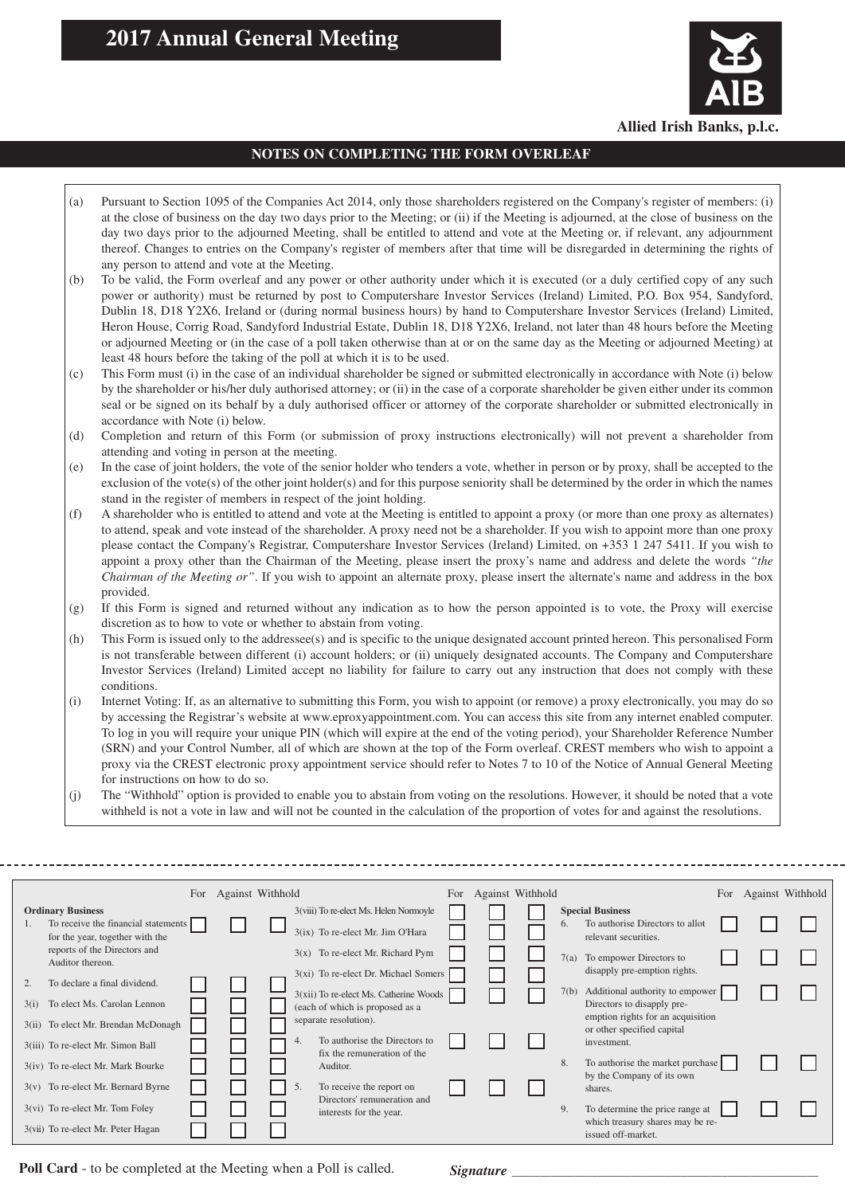# 2017 Annual General Meeting

**Allied Irish Banks, p.l.c.**

## NOTES ON COMPLETING THE FORM OVERLEAF

(a) Pursuant to Section 1095 of the Companies Act 2014, only those shareholders registered on the Company's register of members: (i) at the close of business on the day two days prior to the Meeting; or (ii) if the Meeting is adjourned, at the close of business on the day two days prior to the adjourned Meeting, shall be entitled to attend and vote at the Meeting or, if relevant, any adjournment thereof. Changes to entries on the Company's register of members after that time will be disregarded in determining the rights of any person to attend and vote at the Meeting.

(b) To be valid, the Form overleaf and any power or other authority under which it is executed (or a duly certified copy of any such power or authority) must be returned by post to Computershare Investor Services (Ireland) Limited, P.O. Box 954, Sandyford, Dublin 18, D18 Y2X6, Ireland or (during normal business hours) by hand to Computershare Investor Services (Ireland) Limited, Heron House, Corrig Road, Sandyford Industrial Estate, Dublin 18, D18 Y2X6, Ireland, not later than 48 hours before the Meeting or adjourned Meeting or (in the case of a poll taken otherwise than at or on the same day as the Meeting or adjourned Meeting) at least 48 hours before the taking of the poll at which it is to be used.

(c) This Form must (i) in the case of an individual shareholder be signed or submitted electronically in accordance with Note (i) below by the shareholder or his/her duly authorised attorney; or (ii) in the case of a corporate shareholder be given either under its common seal or be signed on its behalf by a duly authorised officer or attorney of the corporate shareholder or submitted electronically in accordance with Note (i) below.

(d) Completion and return of this Form (or submission of proxy instructions electronically) will not prevent a shareholder from attending and voting in person at the meeting.

(e) In the case of joint holders, the vote of the senior holder who tenders a vote, whether in person or by proxy, shall be accepted to the exclusion of the vote(s) of the other joint holder(s) and for this purpose seniority shall be determined by the order in which the names stand in the register of members in respect of the joint holding.

(f) A shareholder who is entitled to attend and vote at the Meeting is entitled to appoint a proxy (or more than one proxy as alternates) to attend, speak and vote instead of the shareholder. A proxy need not be a shareholder. If you wish to appoint more than one proxy please contact the Company's Registrar, Computershare Investor Services (Ireland) Limited, on +353 1 247 5411. If you wish to appoint a proxy other than the Chairman of the Meeting, please insert the proxy's name and address and delete the words *"the Chairman of the Meeting or"*. If you wish to appoint an alternate proxy, please insert the alternate's name and address in the box provided.

(g) If this Form is signed and returned without any indication as to how the person appointed is to vote, the Proxy will exercise discretion as to how to vote or whether to abstain from voting.

(h) This Form is issued only to the addressee(s) and is specific to the unique designated account printed hereon. This personalised Form is not transferable between different (i) account holders; or (ii) uniquely designated accounts. The Company and Computershare Investor Services (Ireland) Limited accept no liability for failure to carry out any instruction that does not comply with these conditions.

(i) Internet Voting: If, as an alternative to submitting this Form, you wish to appoint (or remove) a proxy electronically, you may do so by accessing the Registrar's website at www.eproxyappointment.com. You can access this site from any internet enabled computer. To log in you will require your unique PIN (which will expire at the end of the voting period), your Shareholder Reference Number (SRN) and your Control Number, all of which are shown at the top of the Form overleaf. CREST members who wish to appoint a proxy via the CREST electronic proxy appointment service should refer to Notes 7 to 10 of the Notice of Annual General Meeting for instructions on how to do so.

(j) The "Withhold" option is provided to enable you to abstain from voting on the resolutions. However, it should be noted that a vote withheld is not a vote in law and will not be counted in the calculation of the proportion of votes for and against the resolutions.

---

| Resolution | For | Against | Withhold |
|---|---|---|---|
| **Ordinary Business** | | | |
| 1. To receive the financial statements for the year, together with the reports of the Directors and Auditor thereon. | ☐ | ☐ | ☐ |
| 2. To declare a final dividend. | ☐ | ☐ | ☐ |
| 3(i) To elect Ms. Carolan Lennon | ☐ | ☐ | ☐ |
| 3(ii) To elect Mr. Brendan McDonagh | ☐ | ☐ | ☐ |
| 3(iii) To re-elect Mr. Simon Ball | ☐ | ☐ | ☐ |
| 3(iv) To re-elect Mr. Mark Bourke | ☐ | ☐ | ☐ |
| 3(v) To re-elect Mr. Bernard Byrne | ☐ | ☐ | ☐ |
| 3(vi) To re-elect Mr. Tom Foley | ☐ | ☐ | ☐ |
| 3(vii) To re-elect Mr. Peter Hagan | ☐ | ☐ | ☐ |
| 3(viii) To re-elect Ms. Helen Normoyle | ☐ | ☐ | ☐ |
| 3(ix) To re-elect Mr. Jim O'Hara | ☐ | ☐ | ☐ |
| 3(x) To re-elect Mr. Richard Pym | ☐ | ☐ | ☐ |
| 3(xi) To re-elect Dr. Michael Somers | ☐ | ☐ | ☐ |
| 3(xii) To re-elect Ms. Catherine Woods (each of which is proposed as a separate resolution). | ☐ | ☐ | ☐ |
| 4. To authorise the Directors to fix the remuneration of the Auditor. | ☐ | ☐ | ☐ |
| 5. To receive the report on Directors' remuneration and interests for the year. | ☐ | ☐ | ☐ |
| **Special Business** | | | |
| 6. To authorise Directors to allot relevant securities. | ☐ | ☐ | ☐ |
| 7(a) To empower Directors to disapply pre-emption rights. | ☐ | ☐ | ☐ |
| 7(b) Additional authority to empower Directors to disapply pre-emption rights for an acquisition or other specified capital investment. | ☐ | ☐ | ☐ |
| 8. To authorise the market purchase by the Company of its own shares. | ☐ | ☐ | ☐ |
| 9. To determine the price range at which treasury shares may be re-issued off-market. | ☐ | ☐ | ☐ |

**Poll Card** - to be completed at the Meeting when a Poll is called.

***Signature*** ________________________________________